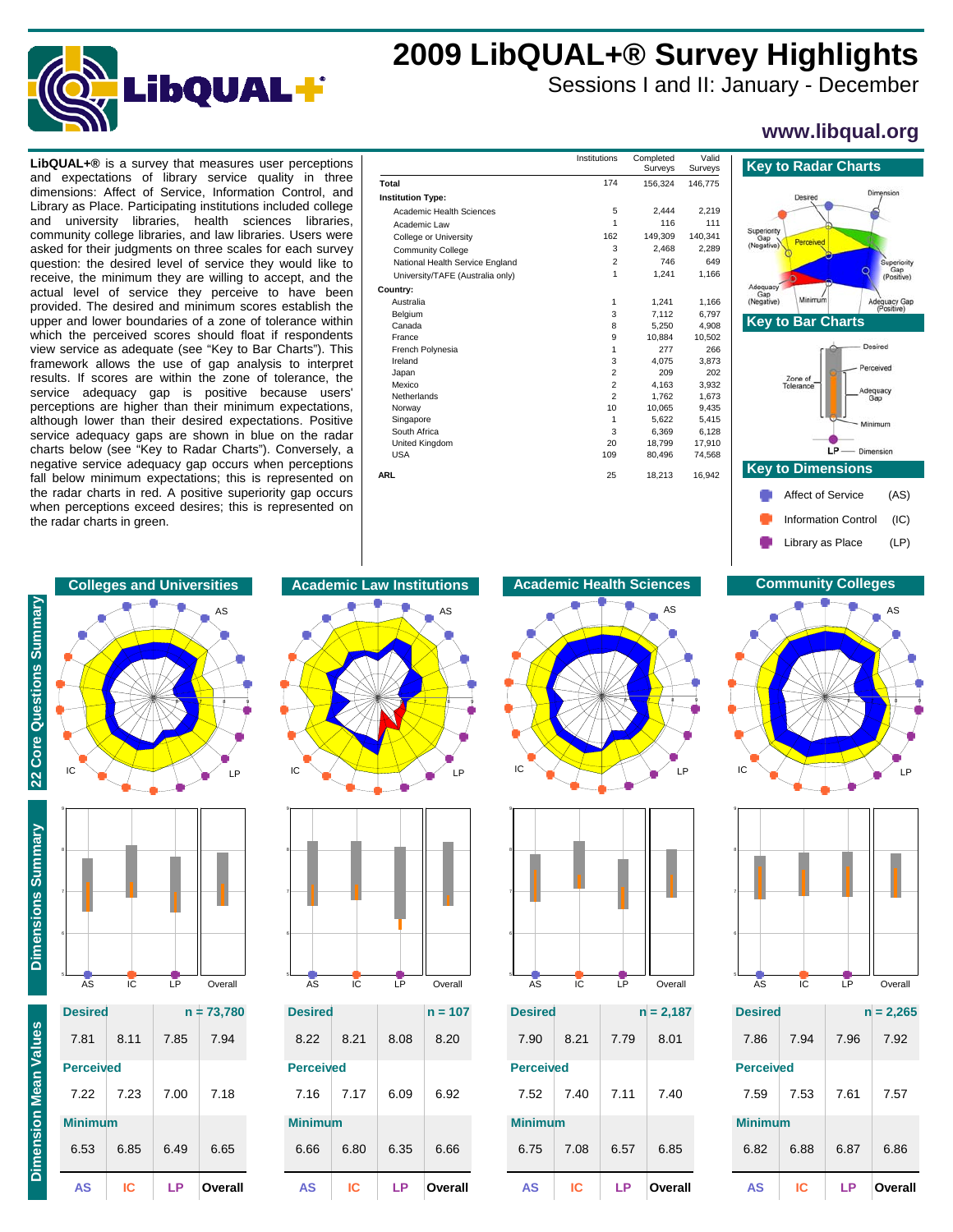# 2009 LibQUAL+® Survey Highlights

Sessions I and II: January - December

www.libqual.org

**LibQUAL+®** is a survey that measures user perceptions and expectations of library service quality in three dimensions: Affect of Service, Information Control, and Library as Place. Participating institutions included college and university libraries, health sciences libraries, community college libraries, and law libraries. Users were asked for their judgments on three scales for each survey question: the desired level of service they would like to receive, the minimum they are willing to accept, and the actual level of service they perceive to have been provided. The desired and minimum scores establish the upper and lower boundaries of a zone of tolerance within which the perceived scores should float if respondents view service as adequate (see "Key to Bar Charts"). This framework allows the use of gap analysis to interpret results. If scores are within the zone of tolerance, the service adequacy gap is positive because users' perceptions are higher than their minimum expectations, although lower than their desired expectations. Positive service adequacy gaps are shown in blue on the radar charts below (see "Key to Radar Charts"). Conversely, a negative service adequacy gap occurs when perceptions fall below minimum expectations; this is represented on the radar charts in red. A positive superiority gap occurs when perceptions exceed desires; this is represented on the radar charts in green.

| | Institutions | Completed Surveys | Valid Surveys |
|---|---|---|---|
| **Total** | 174 | 156,324 | 146,775 |
| **Institution Type:** | | | |
| Academic Health Sciences | 5 | 2,444 | 2,219 |
| Academic Law | 1 | 116 | 111 |
| College or University | 162 | 149,309 | 140,341 |
| Community College | 3 | 2,468 | 2,289 |
| National Health Service England | 2 | 746 | 649 |
| University/TAFE (Australia only) | 1 | 1,241 | 1,166 |
| **Country:** | | | |
| Australia | 1 | 1,241 | 1,166 |
| Belgium | 3 | 7,112 | 6,797 |
| Canada | 8 | 5,250 | 4,908 |
| France | 9 | 10,884 | 10,502 |
| French Polynesia | 1 | 277 | 266 |
| Ireland | 3 | 4,075 | 3,873 |
| Japan | 2 | 209 | 202 |
| Mexico | 2 | 4,163 | 3,932 |
| Netherlands | 2 | 1,762 | 1,673 |
| Norway | 10 | 10,065 | 9,435 |
| Singapore | 1 | 5,622 | 5,415 |
| South Africa | 3 | 6,369 | 6,128 |
| United Kingdom | 20 | 18,799 | 17,910 |
| USA | 109 | 80,496 | 74,568 |
| **ARL** | 25 | 18,213 | 16,942 |

## Key to Radar Charts

Desired, Dimension, Superiority Gap (Negative), Perceived, Superiority Gap (Positive), Adequacy Gap (Negative), Minimum, Adequacy Gap (Positive)

## Key to Bar Charts

Desired, Perceived, Zone of Tolerance, Adequacy Gap, Minimum, LP — Dimension

## Key to Dimensions

- Affect of Service (AS)
- Information Control (IC)
- Library as Place (LP)

## 22 Core Questions Summary / Dimensions Summary

Colleges and Universities | Academic Law Institutions | Academic Health Sciences | Community Colleges

## Dimension Mean Values

### Colleges and Universities (n = 73,780)

| | AS | IC | LP | Overall |
|---|---|---|---|---|
| Desired | 7.81 | 8.11 | 7.85 | 7.94 |
| Perceived | 7.22 | 7.23 | 7.00 | 7.18 |
| Minimum | 6.53 | 6.85 | 6.49 | 6.65 |

### Academic Law Institutions (n = 107)

| | AS | IC | LP | Overall |
|---|---|---|---|---|
| Desired | 8.22 | 8.21 | 8.08 | 8.20 |
| Perceived | 7.16 | 7.17 | 6.09 | 6.92 |
| Minimum | 6.66 | 6.80 | 6.35 | 6.66 |

### Academic Health Sciences (n = 2,187)

| | AS | IC | LP | Overall |
|---|---|---|---|---|
| Desired | 7.90 | 8.21 | 7.79 | 8.01 |
| Perceived | 7.52 | 7.40 | 7.11 | 7.40 |
| Minimum | 6.75 | 7.08 | 6.57 | 6.85 |

### Community Colleges (n = 2,265)

| | AS | IC | LP | Overall |
|---|---|---|---|---|
| Desired | 7.86 | 7.94 | 7.96 | 7.92 |
| Perceived | 7.59 | 7.53 | 7.61 | 7.57 |
| Minimum | 6.82 | 6.88 | 6.87 | 6.86 |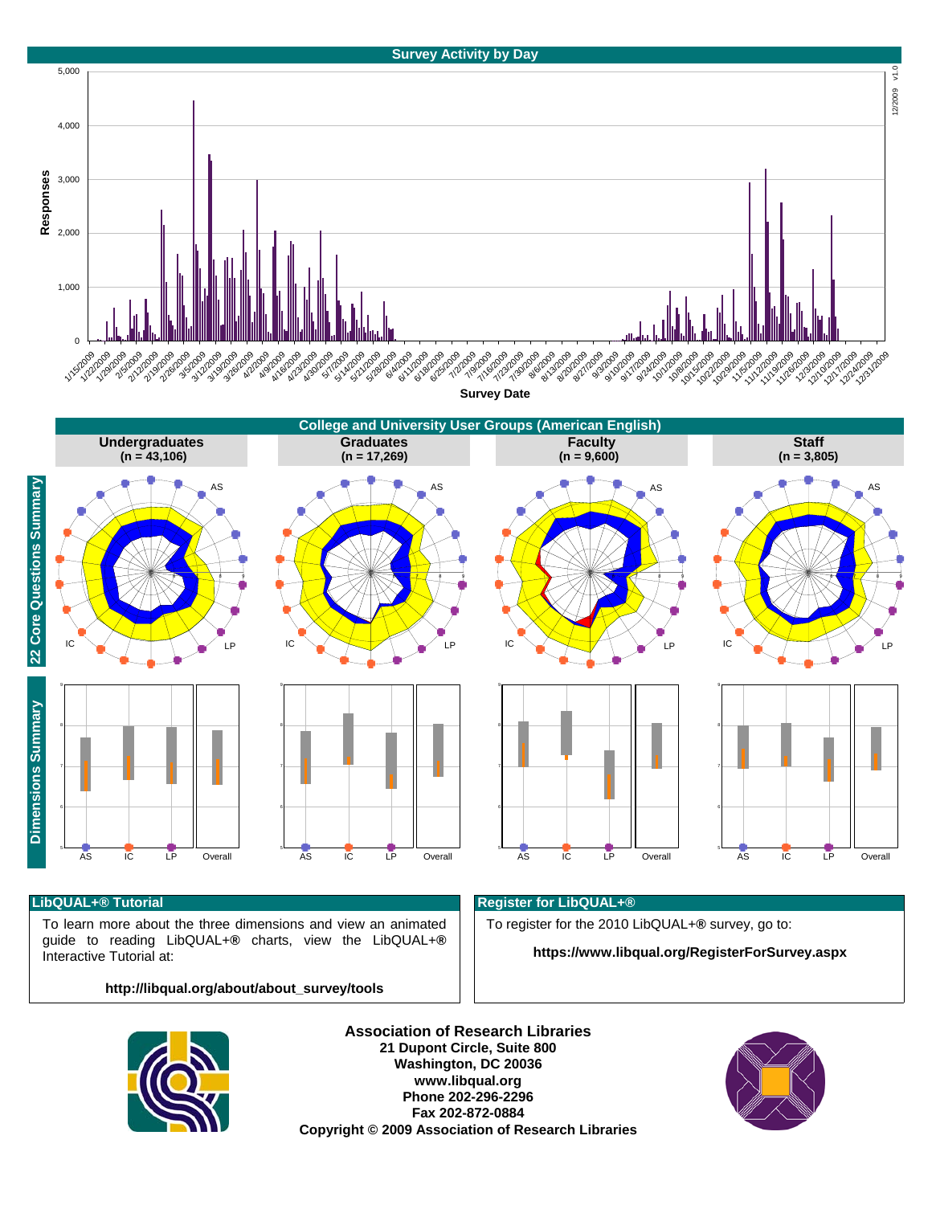## Survey Activity by Day

Responses

5,000
4,000
3,000
2,000
1,000
0

12/2009 v1.0

1/15/2009 1/22/2009 1/29/2009 2/5/2009 2/12/2009 2/19/2009 2/26/2009 3/5/2009 3/12/2009 3/19/2009 3/26/2009 4/2/2009 4/9/2009 4/16/2009 4/23/2009 4/30/2009 5/7/2009 5/14/2009 5/21/2009 5/28/2009 6/4/2009 6/11/2009 6/18/2009 6/25/2009 7/2/2009 7/9/2009 7/16/2009 7/23/2009 7/30/2009 8/6/2009 8/13/2009 8/20/2009 8/27/2009 9/3/2009 9/10/2009 9/17/2009 9/24/2009 10/1/2009 10/8/2009 10/15/2009 10/22/2009 10/29/2009 11/5/2009 11/12/2009 11/19/2009 11/26/2009 12/3/2009 12/10/2009 12/17/2009 12/24/2009 12/31/2009

Survey Date

## College and University User Groups (American English)

**Undergraduates** (n = 43,106)

**Graduates** (n = 17,269)

**Faculty** (n = 9,600)

**Staff** (n = 3,805)

**22 Core Questions Summary**

AS
IC
LP

**Dimensions Summary**

9
8
7
6
5

AS IC LP Overall

### LibQUAL+® Tutorial

To learn more about the three dimensions and view an animated guide to reading LibQUAL+® charts, view the LibQUAL+® Interactive Tutorial at:

**http://libqual.org/about/about_survey/tools**

### Register for LibQUAL+®

To register for the 2010 LibQUAL+® survey, go to:

**https://www.libqual.org/RegisterForSurvey.aspx**

**Association of Research Libraries**
**21 Dupont Circle, Suite 800**
**Washington, DC 20036**
**www.libqual.org**
**Phone 202-296-2296**
**Fax 202-872-0884**
**Copyright © 2009 Association of Research Libraries**